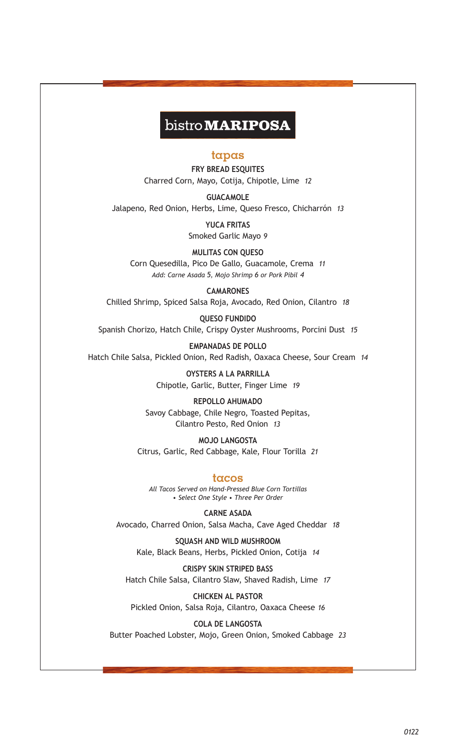# bistro MARIPOSA

## tapas

**FRY BREAD ESQUITES**
Charred Corn, Mayo, Cotija, Chipotle, Lime *12*

**GUACAMOLE**
Jalapeno, Red Onion, Herbs, Lime, Queso Fresco, Chicharrón *13*

**YUCA FRITAS**
Smoked Garlic Mayo *9*

**MULITAS CON QUESO**
Corn Quesedilla, Pico De Gallo, Guacamole, Crema *11*
*Add: Carne Asada 5, Mojo Shrimp 6 or Pork Pibil 4*

**CAMARONES**
Chilled Shrimp, Spiced Salsa Roja, Avocado, Red Onion, Cilantro *18*

**QUESO FUNDIDO**
Spanish Chorizo, Hatch Chile, Crispy Oyster Mushrooms, Porcini Dust *15*

**EMPANADAS DE POLLO**
Hatch Chile Salsa, Pickled Onion, Red Radish, Oaxaca Cheese, Sour Cream *14*

**OYSTERS A LA PARRILLA**
Chipotle, Garlic, Butter, Finger Lime *19*

**REPOLLO AHUMADO**
Savoy Cabbage, Chile Negro, Toasted Pepitas, Cilantro Pesto, Red Onion *13*

**MOJO LANGOSTA**
Citrus, Garlic, Red Cabbage, Kale, Flour Torilla *21*

## tacos

*All Tacos Served on Hand-Pressed Blue Corn Tortillas • Select One Style • Three Per Order*

**CARNE ASADA**
Avocado, Charred Onion, Salsa Macha, Cave Aged Cheddar *18*

**SQUASH AND WILD MUSHROOM**
Kale, Black Beans, Herbs, Pickled Onion, Cotija *14*

**CRISPY SKIN STRIPED BASS**
Hatch Chile Salsa, Cilantro Slaw, Shaved Radish, Lime *17*

**CHICKEN AL PASTOR**
Pickled Onion, Salsa Roja, Cilantro, Oaxaca Cheese *16*

**COLA DE LANGOSTA**
Butter Poached Lobster, Mojo, Green Onion, Smoked Cabbage *23*

0122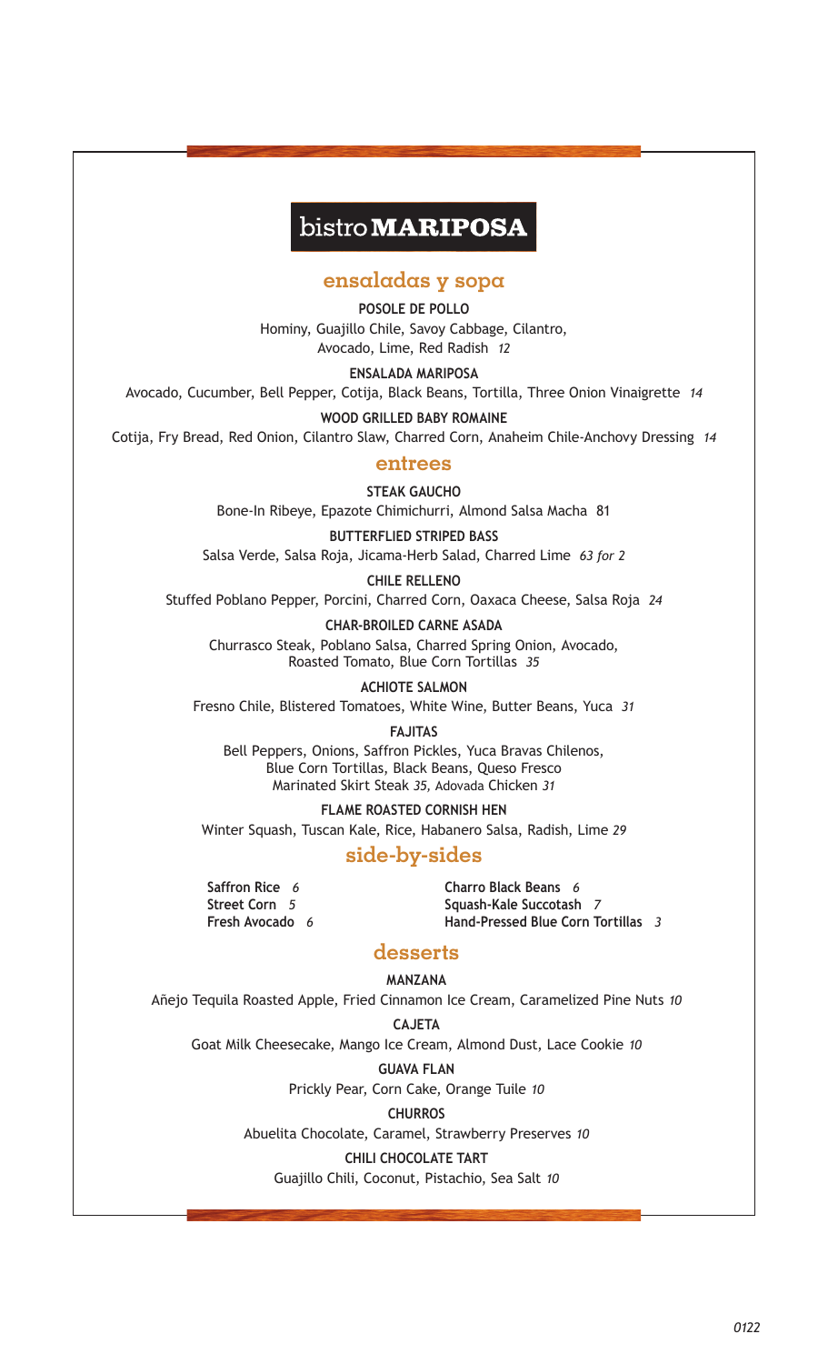# bistro MARIPOSA

## ensaladas y sopa

**POSOLE DE POLLO**
Hominy, Guajillo Chile, Savoy Cabbage, Cilantro, Avocado, Lime, Red Radish *12*

**ENSALADA MARIPOSA**
Avocado, Cucumber, Bell Pepper, Cotija, Black Beans, Tortilla, Three Onion Vinaigrette *14*

**WOOD GRILLED BABY ROMAINE**
Cotija, Fry Bread, Red Onion, Cilantro Slaw, Charred Corn, Anaheim Chile-Anchovy Dressing *14*

## entrees

**STEAK GAUCHO**
Bone-In Ribeye, Epazote Chimichurri, Almond Salsa Macha 81

**BUTTERFLIED STRIPED BASS**
Salsa Verde, Salsa Roja, Jicama-Herb Salad, Charred Lime *63 for 2*

**CHILE RELLENO**
Stuffed Poblano Pepper, Porcini, Charred Corn, Oaxaca Cheese, Salsa Roja *24*

**CHAR-BROILED CARNE ASADA**
Churrasco Steak, Poblano Salsa, Charred Spring Onion, Avocado, Roasted Tomato, Blue Corn Tortillas *35*

**ACHIOTE SALMON**
Fresno Chile, Blistered Tomatoes, White Wine, Butter Beans, Yuca *31*

**FAJITAS**
Bell Peppers, Onions, Saffron Pickles, Yuca Bravas Chilenos, Blue Corn Tortillas, Black Beans, Queso Fresco
Marinated Skirt Steak *35*, Adovada Chicken *31*

**FLAME ROASTED CORNISH HEN**
Winter Squash, Tuscan Kale, Rice, Habanero Salsa, Radish, Lime *29*

## side-by-sides

**Saffron Rice** *6*
**Street Corn** *5*
**Fresh Avocado** *6*
**Charro Black Beans** *6*
**Squash-Kale Succotash** *7*
**Hand-Pressed Blue Corn Tortillas** *3*

## desserts

**MANZANA**
Añejo Tequila Roasted Apple, Fried Cinnamon Ice Cream, Caramelized Pine Nuts *10*

**CAJETA**
Goat Milk Cheesecake, Mango Ice Cream, Almond Dust, Lace Cookie *10*

**GUAVA FLAN**
Prickly Pear, Corn Cake, Orange Tuile *10*

**CHURROS**
Abuelita Chocolate, Caramel, Strawberry Preserves *10*

**CHILI CHOCOLATE TART**
Guajillo Chili, Coconut, Pistachio, Sea Salt *10*

*0122*